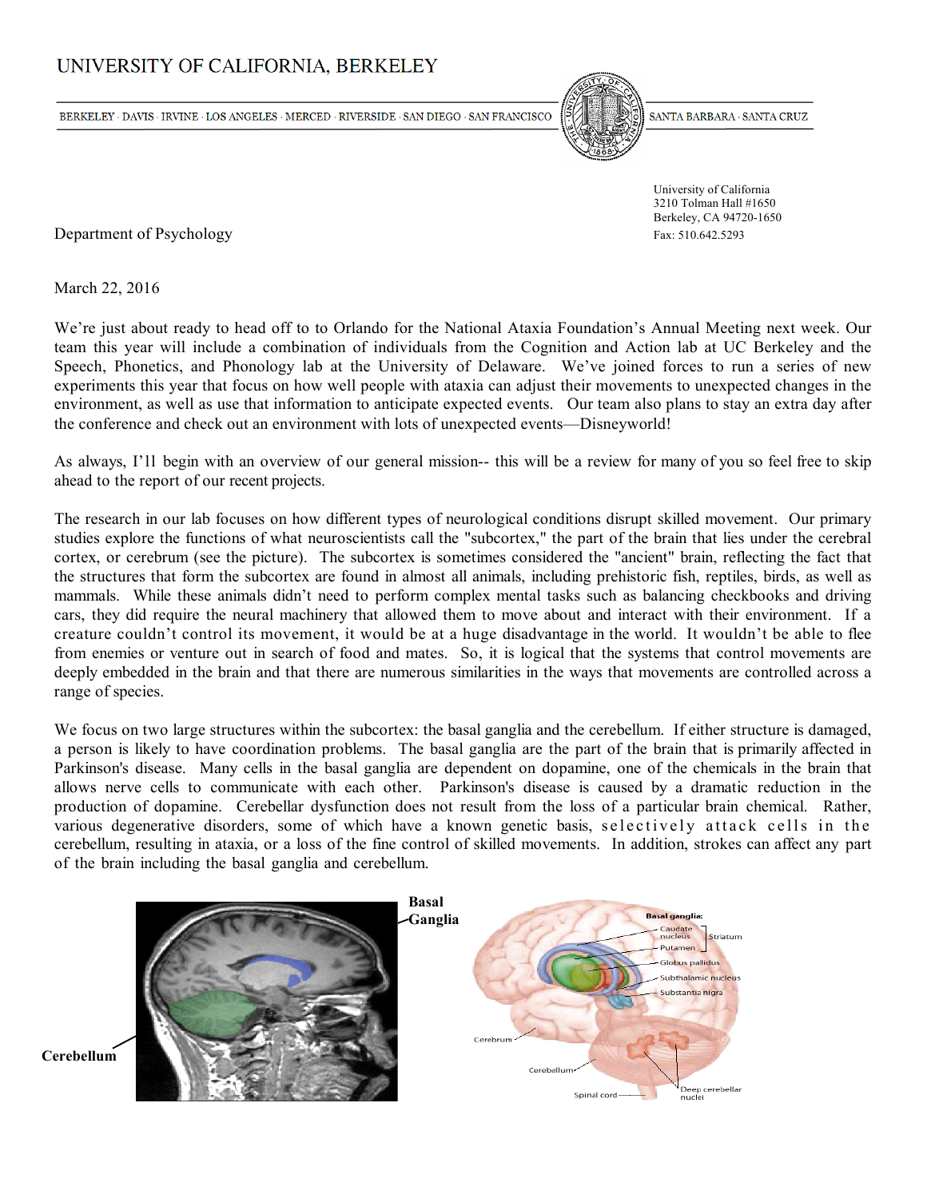# UNIVERSITY OF CALIFORNIA, BERKELEY

BERKELEY · DAVIS · IRVINE · LOS ANGELES · MERCED · RIVERSIDE · SAN DIEGO · SAN FRANCISCO | SANTA BARBARA · SANTA CRUZ

University of California
3210 Tolman Hall #1650
Berkeley, CA 94720-1650
Fax: 510.642.5293

Department of Psychology

March 22, 2016

We're just about ready to head off to to Orlando for the National Ataxia Foundation's Annual Meeting next week. Our team this year will include a combination of individuals from the Cognition and Action lab at UC Berkeley and the Speech, Phonetics, and Phonology lab at the University of Delaware. We've joined forces to run a series of new experiments this year that focus on how well people with ataxia can adjust their movements to unexpected changes in the environment, as well as use that information to anticipate expected events. Our team also plans to stay an extra day after the conference and check out an environment with lots of unexpected events—Disneyworld!

As always, I'll begin with an overview of our general mission-- this will be a review for many of you so feel free to skip ahead to the report of our recent projects.

The research in our lab focuses on how different types of neurological conditions disrupt skilled movement. Our primary studies explore the functions of what neuroscientists call the "subcortex," the part of the brain that lies under the cerebral cortex, or cerebrum (see the picture). The subcortex is sometimes considered the "ancient" brain, reflecting the fact that the structures that form the subcortex are found in almost all animals, including prehistoric fish, reptiles, birds, as well as mammals. While these animals didn't need to perform complex mental tasks such as balancing checkbooks and driving cars, they did require the neural machinery that allowed them to move about and interact with their environment. If a creature couldn't control its movement, it would be at a huge disadvantage in the world. It wouldn't be able to flee from enemies or venture out in search of food and mates. So, it is logical that the systems that control movements are deeply embedded in the brain and that there are numerous similarities in the ways that movements are controlled across a range of species.

We focus on two large structures within the subcortex: the basal ganglia and the cerebellum. If either structure is damaged, a person is likely to have coordination problems. The basal ganglia are the part of the brain that is primarily affected in Parkinson's disease. Many cells in the basal ganglia are dependent on dopamine, one of the chemicals in the brain that allows nerve cells to communicate with each other. Parkinson's disease is caused by a dramatic reduction in the production of dopamine. Cerebellar dysfunction does not result from the loss of a particular brain chemical. Rather, various degenerative disorders, some of which have a known genetic basis, selectively attack cells in the cerebellum, resulting in ataxia, or a loss of the fine control of skilled movements. In addition, strokes can affect any part of the brain including the basal ganglia and cerebellum.

**Basal Ganglia**

**Cerebellum**

Basal ganglia: Caudate nucleus, Putamen (Striatum), Globus pallidus, Subthalamic nucleus, Substantia nigra; Cerebrum; Cerebellum; Spinal cord; Deep cerebellar nuclei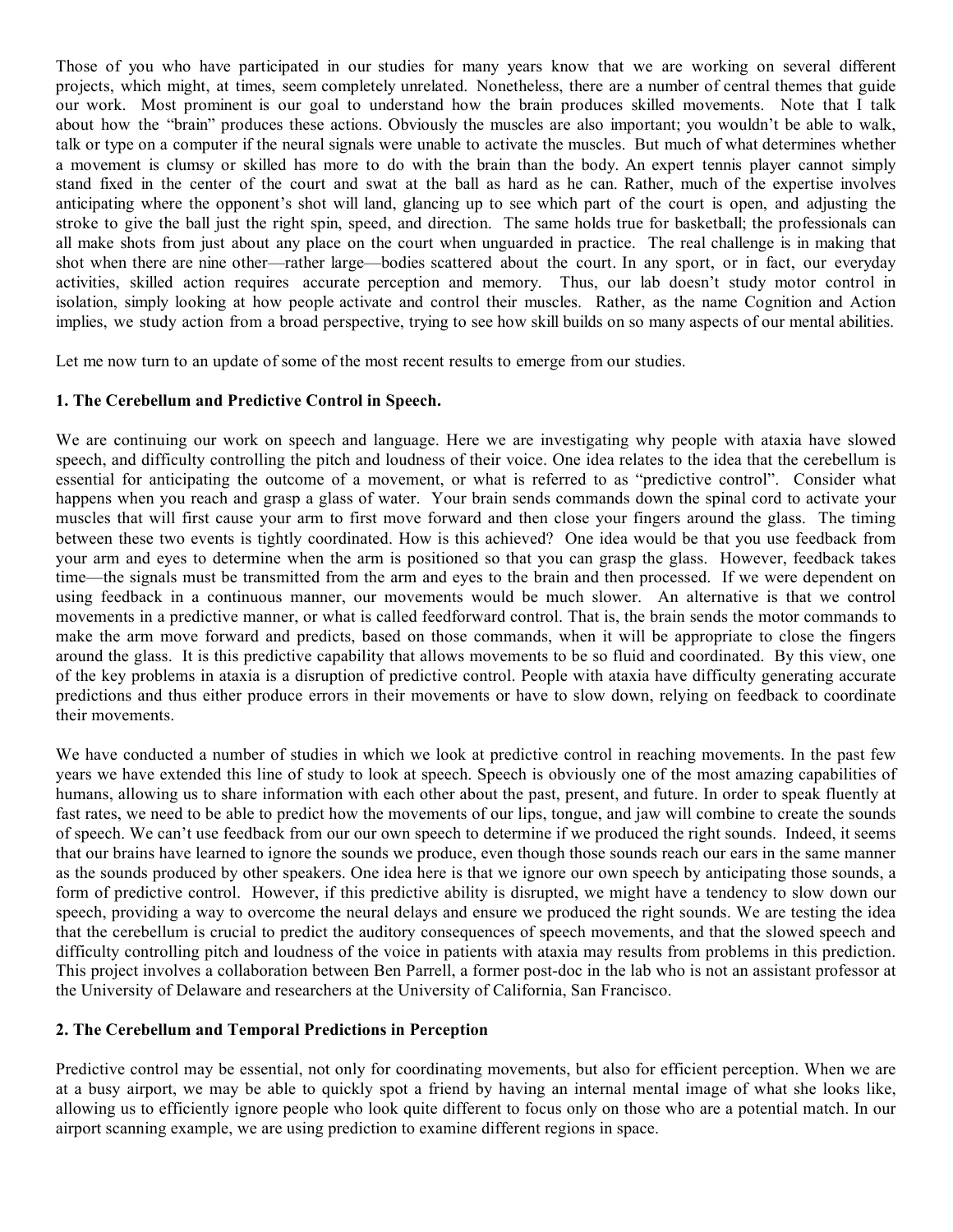Those of you who have participated in our studies for many years know that we are working on several different projects, which might, at times, seem completely unrelated. Nonetheless, there are a number of central themes that guide our work. Most prominent is our goal to understand how the brain produces skilled movements. Note that I talk about how the "brain" produces these actions. Obviously the muscles are also important; you wouldn't be able to walk, talk or type on a computer if the neural signals were unable to activate the muscles. But much of what determines whether a movement is clumsy or skilled has more to do with the brain than the body. An expert tennis player cannot simply stand fixed in the center of the court and swat at the ball as hard as he can. Rather, much of the expertise involves anticipating where the opponent's shot will land, glancing up to see which part of the court is open, and adjusting the stroke to give the ball just the right spin, speed, and direction. The same holds true for basketball; the professionals can all make shots from just about any place on the court when unguarded in practice. The real challenge is in making that shot when there are nine other—rather large—bodies scattered about the court. In any sport, or in fact, our everyday activities, skilled action requires accurate perception and memory. Thus, our lab doesn't study motor control in isolation, simply looking at how people activate and control their muscles. Rather, as the name Cognition and Action implies, we study action from a broad perspective, trying to see how skill builds on so many aspects of our mental abilities.

Let me now turn to an update of some of the most recent results to emerge from our studies.

### 1. The Cerebellum and Predictive Control in Speech.

We are continuing our work on speech and language. Here we are investigating why people with ataxia have slowed speech, and difficulty controlling the pitch and loudness of their voice. One idea relates to the idea that the cerebellum is essential for anticipating the outcome of a movement, or what is referred to as "predictive control". Consider what happens when you reach and grasp a glass of water. Your brain sends commands down the spinal cord to activate your muscles that will first cause your arm to first move forward and then close your fingers around the glass. The timing between these two events is tightly coordinated. How is this achieved? One idea would be that you use feedback from your arm and eyes to determine when the arm is positioned so that you can grasp the glass. However, feedback takes time—the signals must be transmitted from the arm and eyes to the brain and then processed. If we were dependent on using feedback in a continuous manner, our movements would be much slower. An alternative is that we control movements in a predictive manner, or what is called feedforward control. That is, the brain sends the motor commands to make the arm move forward and predicts, based on those commands, when it will be appropriate to close the fingers around the glass. It is this predictive capability that allows movements to be so fluid and coordinated. By this view, one of the key problems in ataxia is a disruption of predictive control. People with ataxia have difficulty generating accurate predictions and thus either produce errors in their movements or have to slow down, relying on feedback to coordinate their movements.

We have conducted a number of studies in which we look at predictive control in reaching movements. In the past few years we have extended this line of study to look at speech. Speech is obviously one of the most amazing capabilities of humans, allowing us to share information with each other about the past, present, and future. In order to speak fluently at fast rates, we need to be able to predict how the movements of our lips, tongue, and jaw will combine to create the sounds of speech. We can't use feedback from our own speech to determine if we produced the right sounds. Indeed, it seems that our brains have learned to ignore the sounds we produce, even though those sounds reach our ears in the same manner as the sounds produced by other speakers. One idea here is that we ignore our own speech by anticipating those sounds, a form of predictive control. However, if this predictive ability is disrupted, we might have a tendency to slow down our speech, providing a way to overcome the neural delays and ensure we produced the right sounds. We are testing the idea that the cerebellum is crucial to predict the auditory consequences of speech movements, and that the slowed speech and difficulty controlling pitch and loudness of the voice in patients with ataxia may results from problems in this prediction. This project involves a collaboration between Ben Parrell, a former post-doc in the lab who is not an assistant professor at the University of Delaware and researchers at the University of California, San Francisco.

### 2. The Cerebellum and Temporal Predictions in Perception

Predictive control may be essential, not only for coordinating movements, but also for efficient perception. When we are at a busy airport, we may be able to quickly spot a friend by having an internal mental image of what she looks like, allowing us to efficiently ignore people who look quite different to focus only on those who are a potential match. In our airport scanning example, we are using prediction to examine different regions in space.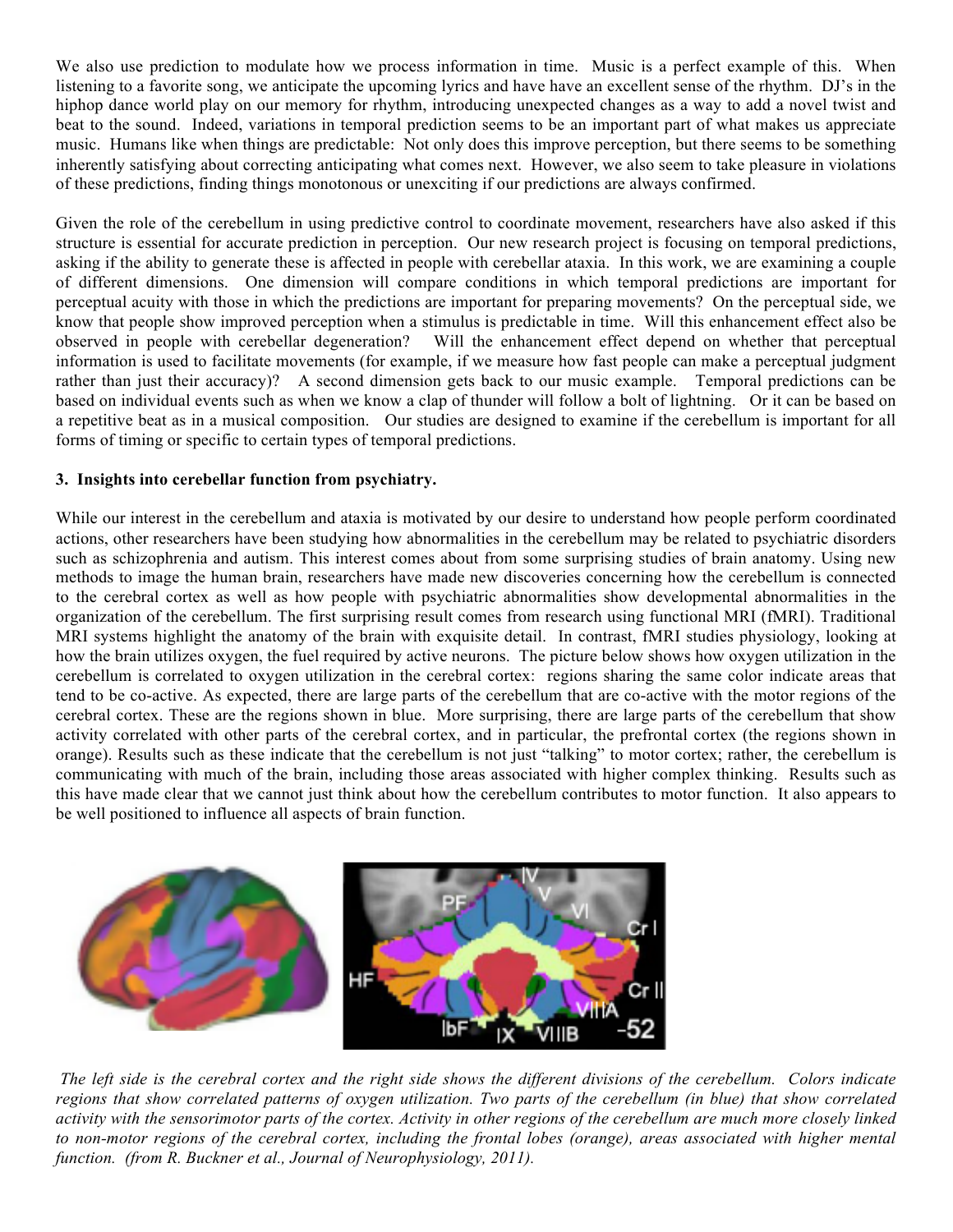We also use prediction to modulate how we process information in time. Music is a perfect example of this. When listening to a favorite song, we anticipate the upcoming lyrics and have have an excellent sense of the rhythm. DJ's in the hiphop dance world play on our memory for rhythm, introducing unexpected changes as a way to add a novel twist and beat to the sound. Indeed, variations in temporal prediction seems to be an important part of what makes us appreciate music. Humans like when things are predictable: Not only does this improve perception, but there seems to be something inherently satisfying about correcting anticipating what comes next. However, we also seem to take pleasure in violations of these predictions, finding things monotonous or unexciting if our predictions are always confirmed.

Given the role of the cerebellum in using predictive control to coordinate movement, researchers have also asked if this structure is essential for accurate prediction in perception. Our new research project is focusing on temporal predictions, asking if the ability to generate these is affected in people with cerebellar ataxia. In this work, we are examining a couple of different dimensions. One dimension will compare conditions in which temporal predictions are important for perceptual acuity with those in which the predictions are important for preparing movements? On the perceptual side, we know that people show improved perception when a stimulus is predictable in time. Will this enhancement effect also be observed in people with cerebellar degeneration? Will the enhancement effect depend on whether that perceptual information is used to facilitate movements (for example, if we measure how fast people can make a perceptual judgment rather than just their accuracy)? A second dimension gets back to our music example. Temporal predictions can be based on individual events such as when we know a clap of thunder will follow a bolt of lightning. Or it can be based on a repetitive beat as in a musical composition. Our studies are designed to examine if the cerebellum is important for all forms of timing or specific to certain types of temporal predictions.

### 3. Insights into cerebellar function from psychiatry.

While our interest in the cerebellum and ataxia is motivated by our desire to understand how people perform coordinated actions, other researchers have been studying how abnormalities in the cerebellum may be related to psychiatric disorders such as schizophrenia and autism. This interest comes about from some surprising studies of brain anatomy. Using new methods to image the human brain, researchers have made new discoveries concerning how the cerebellum is connected to the cerebral cortex as well as how people with psychiatric abnormalities show developmental abnormalities in the organization of the cerebellum. The first surprising result comes from research using functional MRI (fMRI). Traditional MRI systems highlight the anatomy of the brain with exquisite detail. In contrast, fMRI studies physiology, looking at how the brain utilizes oxygen, the fuel required by active neurons. The picture below shows how oxygen utilization in the cerebellum is correlated to oxygen utilization in the cerebral cortex: regions sharing the same color indicate areas that tend to be co-active. As expected, there are large parts of the cerebellum that are co-active with the motor regions of the cerebral cortex. These are the regions shown in blue. More surprising, there are large parts of the cerebellum that show activity correlated with other parts of the cerebral cortex, and in particular, the prefrontal cortex (the regions shown in orange). Results such as these indicate that the cerebellum is not just "talking" to motor cortex; rather, the cerebellum is communicating with much of the brain, including those areas associated with higher complex thinking. Results such as this have made clear that we cannot just think about how the cerebellum contributes to motor function. It also appears to be well positioned to influence all aspects of brain function.

*The left side is the cerebral cortex and the right side shows the different divisions of the cerebellum. Colors indicate regions that show correlated patterns of oxygen utilization. Two parts of the cerebellum (in blue) that show correlated activity with the sensorimotor parts of the cortex. Activity in other regions of the cerebellum are much more closely linked to non-motor regions of the cerebral cortex, including the frontal lobes (orange), areas associated with higher mental function. (from R. Buckner et al., Journal of Neurophysiology, 2011).*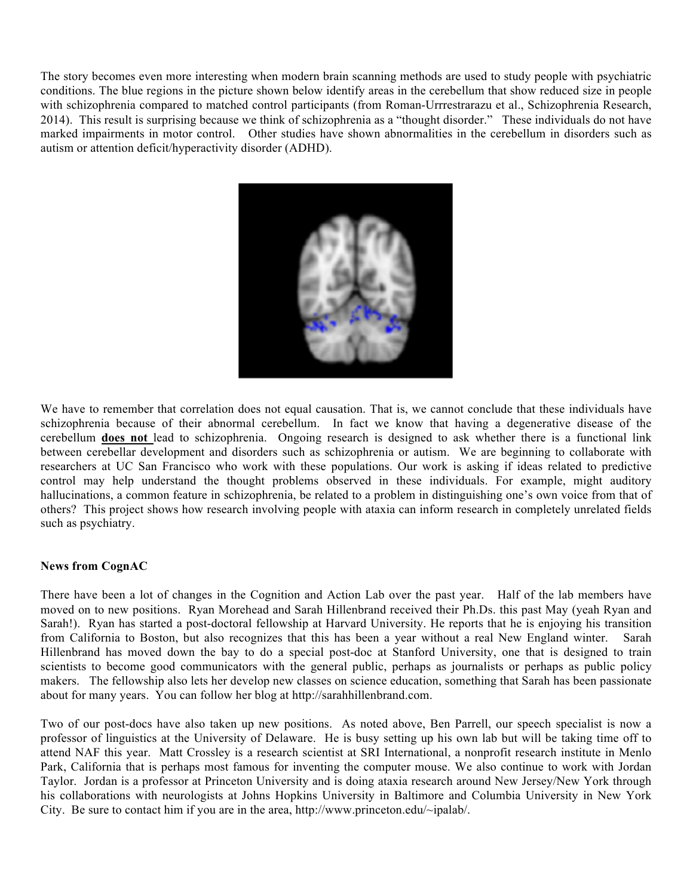The story becomes even more interesting when modern brain scanning methods are used to study people with psychiatric conditions. The blue regions in the picture shown below identify areas in the cerebellum that show reduced size in people with schizophrenia compared to matched control participants (from Roman-Urrrestrarazu et al., Schizophrenia Research, 2014). This result is surprising because we think of schizophrenia as a "thought disorder." These individuals do not have marked impairments in motor control. Other studies have shown abnormalities in the cerebellum in disorders such as autism or attention deficit/hyperactivity disorder (ADHD).

We have to remember that correlation does not equal causation. That is, we cannot conclude that these individuals have schizophrenia because of their abnormal cerebellum. In fact we know that having a degenerative disease of the cerebellum **does not** lead to schizophrenia. Ongoing research is designed to ask whether there is a functional link between cerebellar development and disorders such as schizophrenia or autism. We are beginning to collaborate with researchers at UC San Francisco who work with these populations. Our work is asking if ideas related to predictive control may help understand the thought problems observed in these individuals. For example, might auditory hallucinations, a common feature in schizophrenia, be related to a problem in distinguishing one's own voice from that of others? This project shows how research involving people with ataxia can inform research in completely unrelated fields such as psychiatry.

**News from CognAC**

There have been a lot of changes in the Cognition and Action Lab over the past year. Half of the lab members have moved on to new positions. Ryan Morehead and Sarah Hillenbrand received their Ph.Ds. this past May (yeah Ryan and Sarah!). Ryan has started a post-doctoral fellowship at Harvard University. He reports that he is enjoying his transition from California to Boston, but also recognizes that this has been a year without a real New England winter. Sarah Hillenbrand has moved down the bay to do a special post-doc at Stanford University, one that is designed to train scientists to become good communicators with the general public, perhaps as journalists or perhaps as public policy makers. The fellowship also lets her develop new classes on science education, something that Sarah has been passionate about for many years. You can follow her blog at http://sarahhillenbrand.com.

Two of our post-docs have also taken up new positions. As noted above, Ben Parrell, our speech specialist is now a professor of linguistics at the University of Delaware. He is busy setting up his own lab but will be taking time off to attend NAF this year. Matt Crossley is a research scientist at SRI International, a nonprofit research institute in Menlo Park, California that is perhaps most famous for inventing the computer mouse. We also continue to work with Jordan Taylor. Jordan is a professor at Princeton University and is doing ataxia research around New Jersey/New York through his collaborations with neurologists at Johns Hopkins University in Baltimore and Columbia University in New York City. Be sure to contact him if you are in the area, http://www.princeton.edu/~ipalab/.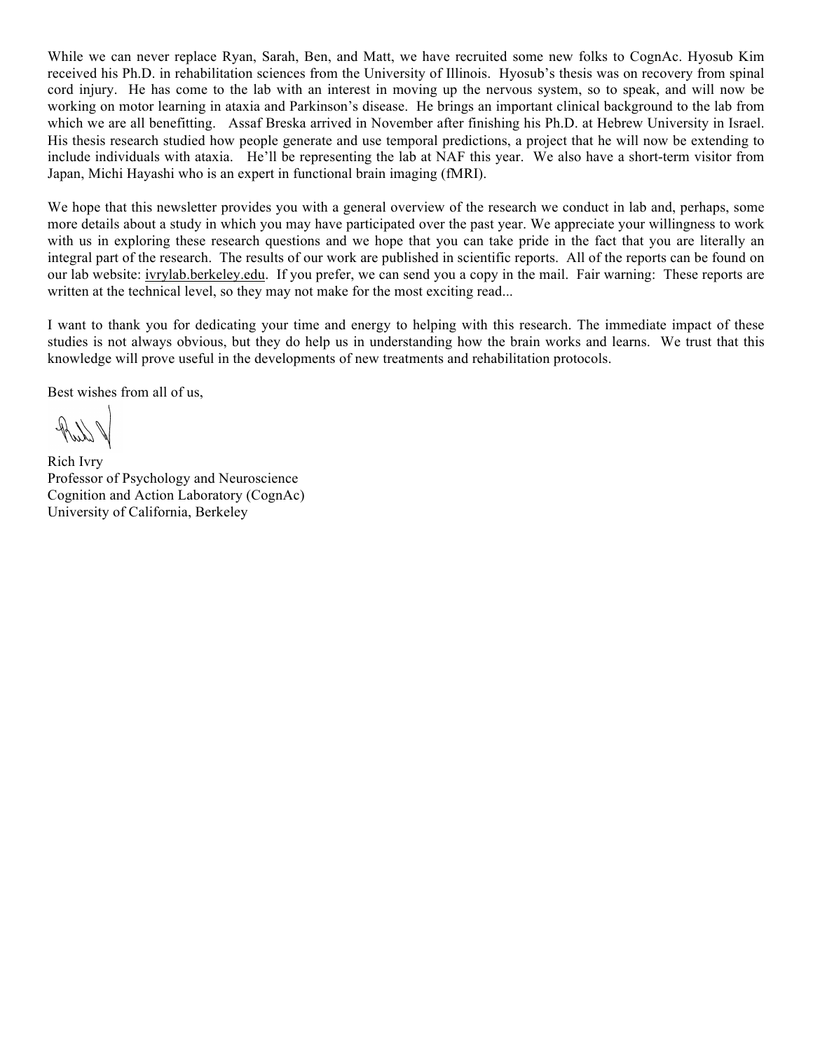While we can never replace Ryan, Sarah, Ben, and Matt, we have recruited some new folks to CognAc. Hyosub Kim received his Ph.D. in rehabilitation sciences from the University of Illinois. Hyosub's thesis was on recovery from spinal cord injury. He has come to the lab with an interest in moving up the nervous system, so to speak, and will now be working on motor learning in ataxia and Parkinson's disease. He brings an important clinical background to the lab from which we are all benefitting. Assaf Breska arrived in November after finishing his Ph.D. at Hebrew University in Israel. His thesis research studied how people generate and use temporal predictions, a project that he will now be extending to include individuals with ataxia. He'll be representing the lab at NAF this year. We also have a short-term visitor from Japan, Michi Hayashi who is an expert in functional brain imaging (fMRI).

We hope that this newsletter provides you with a general overview of the research we conduct in lab and, perhaps, some more details about a study in which you may have participated over the past year. We appreciate your willingness to work with us in exploring these research questions and we hope that you can take pride in the fact that you are literally an integral part of the research. The results of our work are published in scientific reports. All of the reports can be found on our lab website: ivrylab.berkeley.edu. If you prefer, we can send you a copy in the mail. Fair warning: These reports are written at the technical level, so they may not make for the most exciting read...

I want to thank you for dedicating your time and energy to helping with this research. The immediate impact of these studies is not always obvious, but they do help us in understanding how the brain works and learns. We trust that this knowledge will prove useful in the developments of new treatments and rehabilitation protocols.

Best wishes from all of us,

Rich Ivry  
Professor of Psychology and Neuroscience  
Cognition and Action Laboratory (CognAc)  
University of California, Berkeley